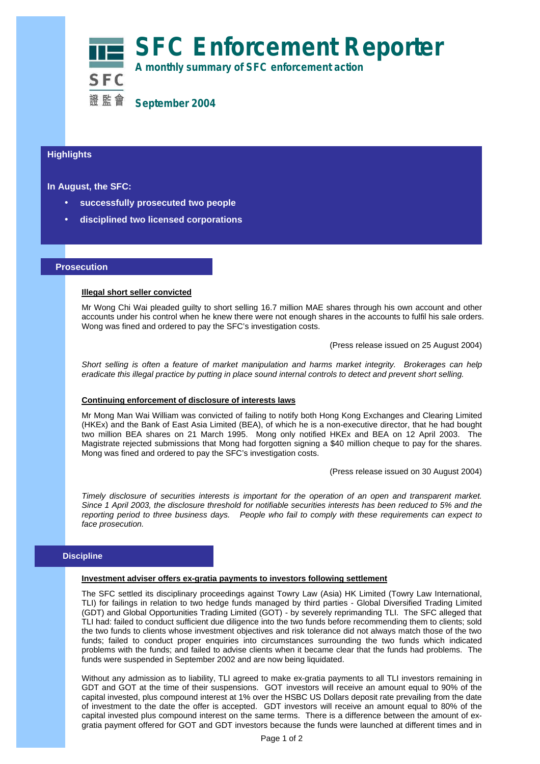# SFC Enforcement Reporter

**A monthly summary of SFC enforcement action**

SFC 證監會

**September 2004**

## Highlights

**In August, the SFC:**

- **successfully prosecuted two people**
- **disciplined two licensed corporations**

## Prosecution

**Illegal short seller convicted**

Mr Wong Chi Wai pleaded guilty to short selling 16.7 million MAE shares through his own account and other accounts under his control when he knew there were not enough shares in the accounts to fulfil his sale orders. Wong was fined and ordered to pay the SFC's investigation costs.

(Press release issued on 25 August 2004)

*Short selling is often a feature of market manipulation and harms market integrity. Brokerages can help eradicate this illegal practice by putting in place sound internal controls to detect and prevent short selling.*

**Continuing enforcement of disclosure of interests laws**

Mr Mong Man Wai William was convicted of failing to notify both Hong Kong Exchanges and Clearing Limited (HKEx) and the Bank of East Asia Limited (BEA), of which he is a non-executive director, that he had bought two million BEA shares on 21 March 1995. Mong only notified HKEx and BEA on 12 April 2003. The Magistrate rejected submissions that Mong had forgotten signing a $40 million cheque to pay for the shares. Mong was fined and ordered to pay the SFC's investigation costs.

(Press release issued on 30 August 2004)

*Timely disclosure of securities interests is important for the operation of an open and transparent market. Since 1 April 2003, the disclosure threshold for notifiable securities interests has been reduced to 5% and the reporting period to three business days. People who fail to comply with these requirements can expect to face prosecution.*

## Discipline

**Investment adviser offers ex-gratia payments to investors following settlement**

The SFC settled its disciplinary proceedings against Towry Law (Asia) HK Limited (Towry Law International, TLI) for failings in relation to two hedge funds managed by third parties - Global Diversified Trading Limited (GDT) and Global Opportunities Trading Limited (GOT) - by severely reprimanding TLI. The SFC alleged that TLI had: failed to conduct sufficient due diligence into the two funds before recommending them to clients; sold the two funds to clients whose investment objectives and risk tolerance did not always match those of the two funds; failed to conduct proper enquiries into circumstances surrounding the two funds which indicated problems with the funds; and failed to advise clients when it became clear that the funds had problems. The funds were suspended in September 2002 and are now being liquidated.

Without any admission as to liability, TLI agreed to make ex-gratia payments to all TLI investors remaining in GDT and GOT at the time of their suspensions. GOT investors will receive an amount equal to 90% of the capital invested, plus compound interest at 1% over the HSBC US Dollars deposit rate prevailing from the date of investment to the date the offer is accepted. GDT investors will receive an amount equal to 80% of the capital invested plus compound interest on the same terms. There is a difference between the amount of ex-gratia payment offered for GOT and GDT investors because the funds were launched at different times and in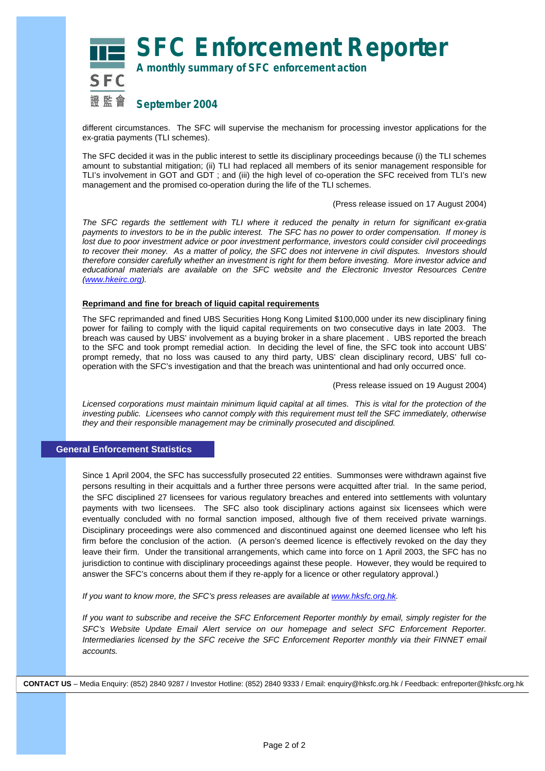different circumstances. The SFC will supervise the mechanism for processing investor applications for the ex-gratia payments (TLI schemes).

The SFC decided it was in the public interest to settle its disciplinary proceedings because (i) the TLI schemes amount to substantial mitigation; (ii) TLI had replaced all members of its senior management responsible for TLI's involvement in GOT and GDT ; and (iii) the high level of co-operation the SFC received from TLI's new management and the promised co-operation during the life of the TLI schemes.

(Press release issued on 17 August 2004)

*The SFC regards the settlement with TLI where it reduced the penalty in return for significant ex-gratia payments to investors to be in the public interest. The SFC has no power to order compensation. If money is lost due to poor investment advice or poor investment performance, investors could consider civil proceedings to recover their money. As a matter of policy, the SFC does not intervene in civil disputes. Investors should therefore consider carefully whether an investment is right for them before investing. More investor advice and educational materials are available on the SFC website and the Electronic Investor Resources Centre (www.hkeirc.org).*

**Reprimand and fine for breach of liquid capital requirements**

The SFC reprimanded and fined UBS Securities Hong Kong Limited $100,000 under its new disciplinary fining power for failing to comply with the liquid capital requirements on two consecutive days in late 2003. The breach was caused by UBS' involvement as a buying broker in a share placement . UBS reported the breach to the SFC and took prompt remedial action. In deciding the level of fine, the SFC took into account UBS' prompt remedy, that no loss was caused to any third party, UBS' clean disciplinary record, UBS' full co-operation with the SFC's investigation and that the breach was unintentional and had only occurred once.

(Press release issued on 19 August 2004)

*Licensed corporations must maintain minimum liquid capital at all times. This is vital for the protection of the investing public. Licensees who cannot comply with this requirement must tell the SFC immediately, otherwise they and their responsible management may be criminally prosecuted and disciplined.*

## General Enforcement Statistics

Since 1 April 2004, the SFC has successfully prosecuted 22 entities. Summonses were withdrawn against five persons resulting in their acquittals and a further three persons were acquitted after trial. In the same period, the SFC disciplined 27 licensees for various regulatory breaches and entered into settlements with voluntary payments with two licensees. The SFC also took disciplinary actions against six licensees which were eventually concluded with no formal sanction imposed, although five of them received private warnings. Disciplinary proceedings were also commenced and discontinued against one deemed licensee who left his firm before the conclusion of the action. (A person's deemed licence is effectively revoked on the day they leave their firm. Under the transitional arrangements, which came into force on 1 April 2003, the SFC has no jurisdiction to continue with disciplinary proceedings against these people. However, they would be required to answer the SFC's concerns about them if they re-apply for a licence or other regulatory approval.)

*If you want to know more, the SFC's press releases are available at www.hksfc.org.hk.*

*If you want to subscribe and receive the SFC Enforcement Reporter monthly by email, simply register for the SFC's Website Update Email Alert service on our homepage and select SFC Enforcement Reporter. Intermediaries licensed by the SFC receive the SFC Enforcement Reporter monthly via their FINNET email accounts.*

**CONTACT US** – Media Enquiry: (852) 2840 9287 / Investor Hotline: (852) 2840 9333 / Email: enquiry@hksfc.org.hk / Feedback: enfreporter@hksfc.org.hk